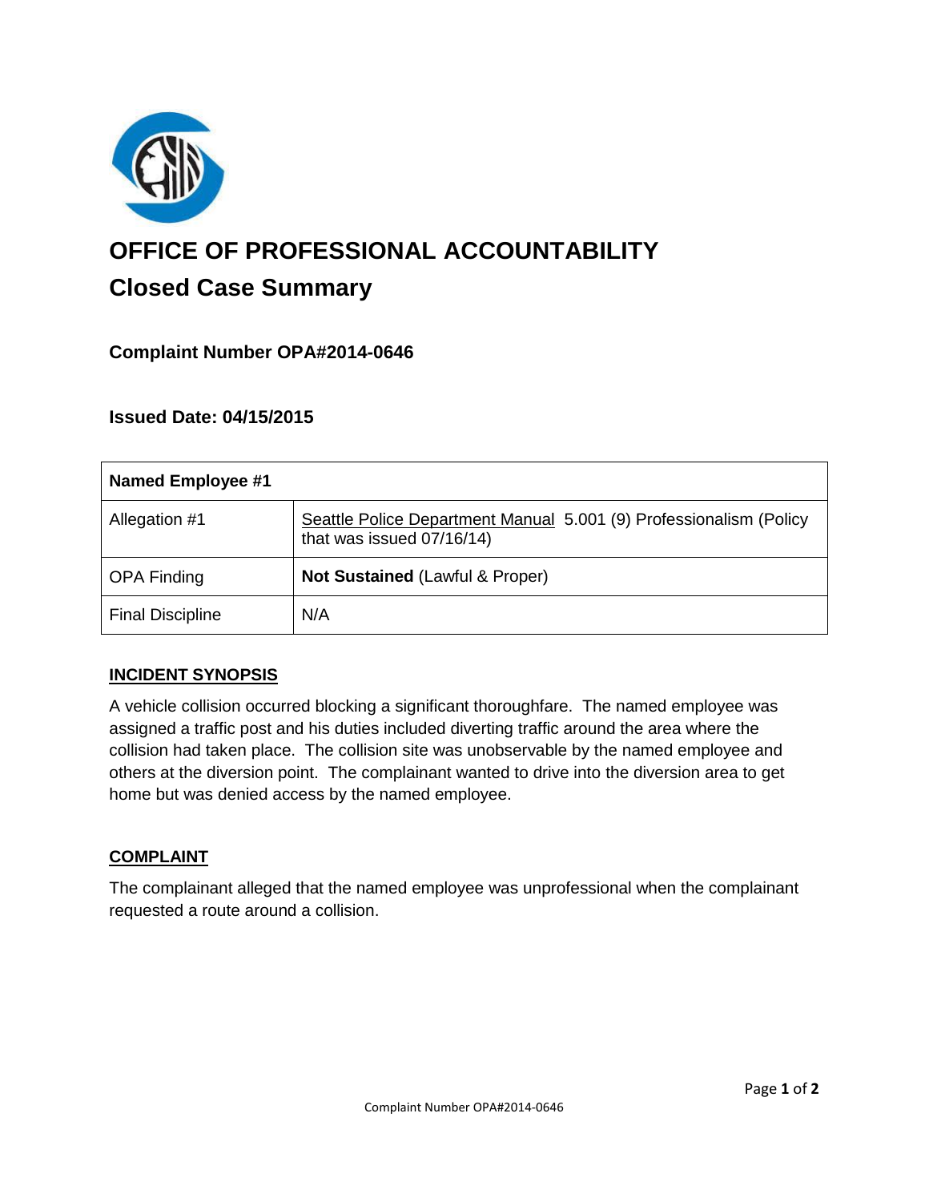# OFFICE OF PROFESSIONAL ACCOUNTABILITY

## Closed Case Summary

### Complaint Number OPA#2014-0646

### Issued Date: 04/15/2015

| Named Employee #1 | |
|---|---|
| Allegation #1 | Seattle Police Department Manual 5.001 (9) Professionalism (Policy that was issued 07/16/14) |
| OPA Finding | **Not Sustained** (Lawful & Proper) |
| Final Discipline | N/A |

### INCIDENT SYNOPSIS

A vehicle collision occurred blocking a significant thoroughfare. The named employee was assigned a traffic post and his duties included diverting traffic around the area where the collision had taken place. The collision site was unobservable by the named employee and others at the diversion point. The complainant wanted to drive into the diversion area to get home but was denied access by the named employee.

### COMPLAINT

The complainant alleged that the named employee was unprofessional when the complainant requested a route around a collision.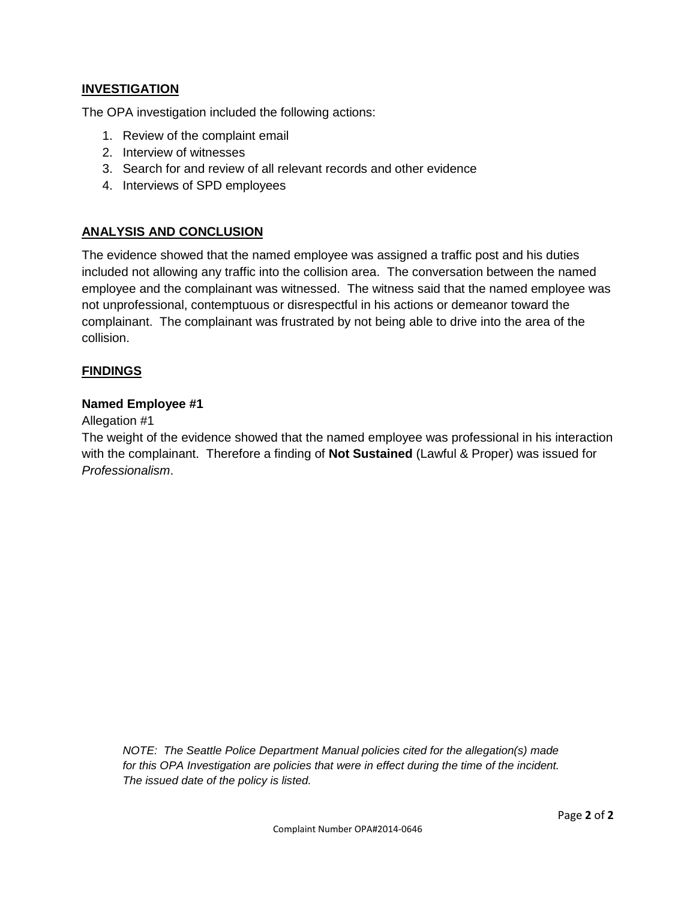## INVESTIGATION

The OPA investigation included the following actions:

1. Review of the complaint email
2. Interview of witnesses
3. Search for and review of all relevant records and other evidence
4. Interviews of SPD employees

## ANALYSIS AND CONCLUSION

The evidence showed that the named employee was assigned a traffic post and his duties included not allowing any traffic into the collision area. The conversation between the named employee and the complainant was witnessed. The witness said that the named employee was not unprofessional, contemptuous or disrespectful in his actions or demeanor toward the complainant. The complainant was frustrated by not being able to drive into the area of the collision.

## FINDINGS

### Named Employee #1

Allegation #1

The weight of the evidence showed that the named employee was professional in his interaction with the complainant. Therefore a finding of **Not Sustained** (Lawful & Proper) was issued for *Professionalism*.

*NOTE: The Seattle Police Department Manual policies cited for the allegation(s) made for this OPA Investigation are policies that were in effect during the time of the incident. The issued date of the policy is listed.*

Complaint Number OPA#2014-0646